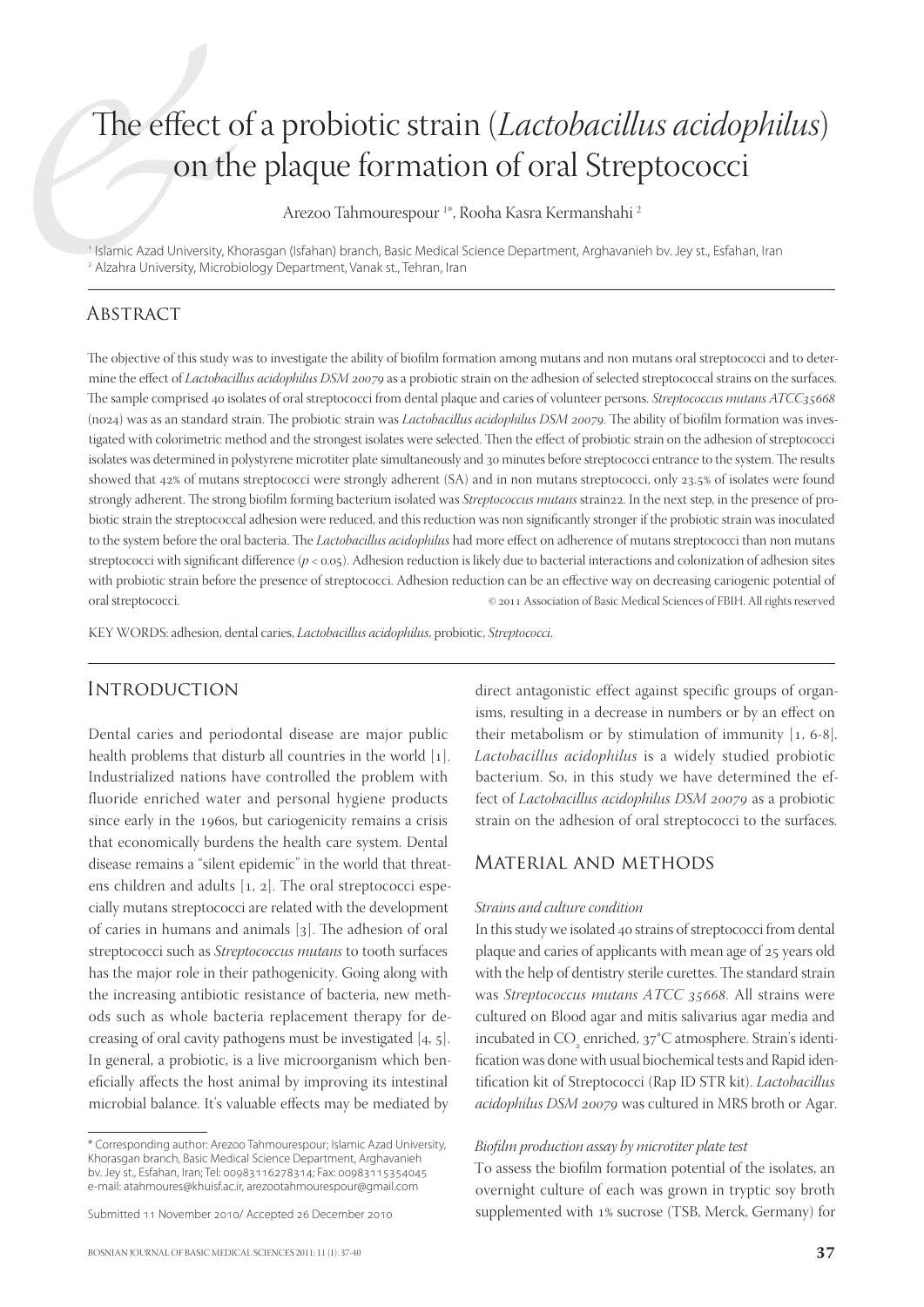# The effect of a probiotic strain (*Lactobacillus acidophilus*) on the plaque formation of oral Streptococci

Arezoo Tahmourespour [1*], Rooha Kasra Kermanshahi [2]

[1] Islamic Azad University, Khorasgan (Isfahan) branch, Basic Medical Science Department, Arghavanieh bv. Jey st., Esfahan, Iran
[2] Alzahra University, Microbiology Department, Vanak st., Tehran, Iran

## Abstract

The objective of this study was to investigate the ability of biofilm formation among mutans and non mutans oral streptococci and to determine the effect of *Lactobacillus acidophilus DSM 20079* as a probiotic strain on the adhesion of selected streptococcal strains on the surfaces. The sample comprised 40 isolates of oral streptococci from dental plaque and caries of volunteer persons. *Streptococcus mutans ATCC35668* (no24) was as an standard strain. The probiotic strain was *Lactobacillus acidophilus DSM 20079*. The ability of biofilm formation was investigated with colorimetric method and the strongest isolates were selected. Then the effect of probiotic strain on the adhesion of streptococci isolates was determined in polystyrene microtiter plate simultaneously and 30 minutes before streptococci entrance to the system. The results showed that 42% of mutans streptococci were strongly adherent (SA) and in non mutans streptococci, only 23.5% of isolates were found strongly adherent. The strong biofilm forming bacterium isolated was *Streptococcus mutans* strain22. In the next step, in the presence of probiotic strain the streptococcal adhesion were reduced, and this reduction was non significantly stronger if the probiotic strain was inoculated to the system before the oral bacteria. The *Lactobacillus acidophilus* had more effect on adherence of mutans streptococci than non mutans streptococci with significant difference ($p < 0.05$). Adhesion reduction is likely due to bacterial interactions and colonization of adhesion sites with probiotic strain before the presence of streptococci. Adhesion reduction can be an effective way on decreasing cariogenic potential of oral streptococci.

© 2011 Association of Basic Medical Sciences of FBIH. All rights reserved

KEY WORDS: adhesion, dental caries, *Lactobacillus acidophilus*, probiotic, *Streptococci*.

## Introduction

Dental caries and periodontal disease are major public health problems that disturb all countries in the world [1]. Industrialized nations have controlled the problem with fluoride enriched water and personal hygiene products since early in the 1960s, but cariogenicity remains a crisis that economically burdens the health care system. Dental disease remains a "silent epidemic" in the world that threatens children and adults [1, 2]. The oral streptococci especially mutans streptococci are related with the development of caries in humans and animals [3]. The adhesion of oral streptococci such as *Streptococcus mutans* to tooth surfaces has the major role in their pathogenicity. Going along with the increasing antibiotic resistance of bacteria, new methods such as whole bacteria replacement therapy for decreasing of oral cavity pathogens must be investigated [4, 5]. In general, a probiotic, is a live microorganism which beneficially affects the host animal by improving its intestinal microbial balance. It's valuable effects may be mediated by direct antagonistic effect against specific groups of organisms, resulting in a decrease in numbers or by an effect on their metabolism or by stimulation of immunity [1, 6-8]. *Lactobacillus acidophilus* is a widely studied probiotic bacterium. So, in this study we have determined the effect of *Lactobacillus acidophilus DSM 20079* as a probiotic strain on the adhesion of oral streptococci to the surfaces.

## Material and methods

### *Strains and culture condition*

In this study we isolated 40 strains of streptococci from dental plaque and caries of applicants with mean age of 25 years old with the help of dentistry sterile curettes. The standard strain was *Streptococcus mutans ATCC 35668*. All strains were cultured on Blood agar and mitis salivarius agar media and incubated in $CO_2$ enriched, 37°C atmosphere. Strain's identification was done with usual biochemical tests and Rapid identification kit of Streptococci (Rap ID STR kit). *Lactobacillus acidophilus DSM 20079* was cultured in MRS broth or Agar.

### *Biofilm production assay by microtiter plate test*

To assess the biofilm formation potential of the isolates, an overnight culture of each was grown in tryptic soy broth supplemented with 1% sucrose (TSB, Merck, Germany) for

\* Corresponding author: Arezoo Tahmourespour; Islamic Azad University, Khorasgan branch, Basic Medical Science Department, Arghavanieh bv. Jey st., Esfahan, Iran; Tel: 00983116278314; Fax: 00983115354045 e-mail: atahmoures@khuisf.ac.ir, arezootahmourespour@gmail.com

Submitted 11 November 2010/ Accepted 26 December 2010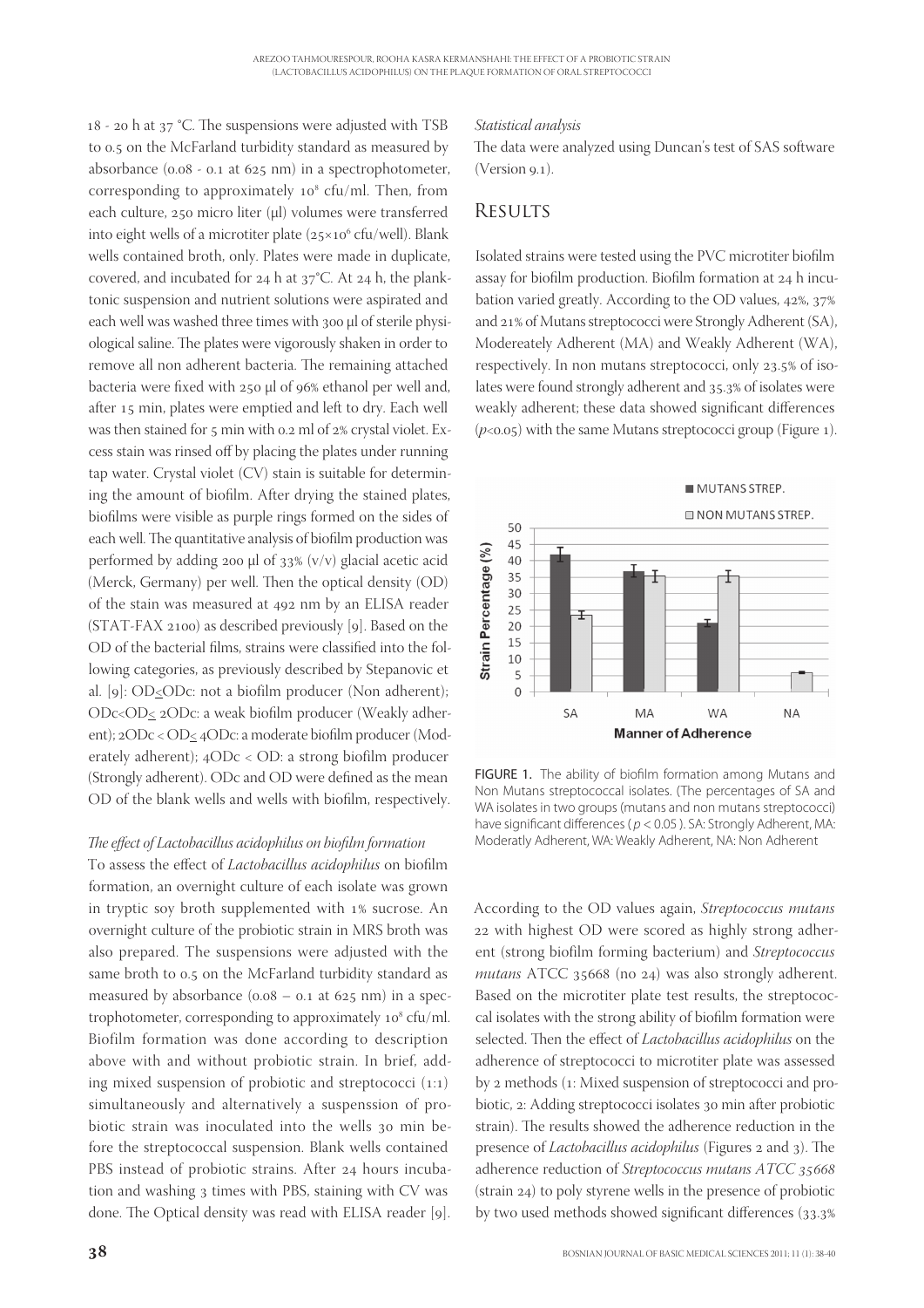18 - 20 h at 37 °C. The suspensions were adjusted with TSB to 0.5 on the McFarland turbidity standard as measured by absorbance (0.08 - 0.1 at 625 nm) in a spectrophotometer, corresponding to approximately $10^8$ cfu/ml. Then, from each culture, 250 micro liter (µl) volumes were transferred into eight wells of a microtiter plate ($25 \times 10^6$ cfu/well). Blank wells contained broth, only. Plates were made in duplicate, covered, and incubated for 24 h at 37°C. At 24 h, the planktonic suspension and nutrient solutions were aspirated and each well was washed three times with 300 µl of sterile physiological saline. The plates were vigorously shaken in order to remove all non adherent bacteria. The remaining attached bacteria were fixed with 250 µl of 96% ethanol per well and, after 15 min, plates were emptied and left to dry. Each well was then stained for 5 min with 0.2 ml of 2% crystal violet. Excess stain was rinsed off by placing the plates under running tap water. Crystal violet (CV) stain is suitable for determining the amount of biofilm. After drying the stained plates, biofilms were visible as purple rings formed on the sides of each well. The quantitative analysis of biofilm production was performed by adding 200 µl of 33% (v/v) glacial acetic acid (Merck, Germany) per well. Then the optical density (OD) of the stain was measured at 492 nm by an ELISA reader (STAT-FAX 2100) as described previously [9]. Based on the OD of the bacterial films, strains were classified into the following categories, as previously described by Stepanovic et al. [9]: $OD \leq ODc$: not a biofilm producer (Non adherent); $ODc < OD \leq 2ODc$: a weak biofilm producer (Weakly adherent); $2ODc < OD \leq 4ODc$: a moderate biofilm producer (Moderately adherent); $4ODc < OD$: a strong biofilm producer (Strongly adherent). ODc and OD were defined as the mean OD of the blank wells and wells with biofilm, respectively.

### *The effect of Lactobacillus acidophilus on biofilm formation*

To assess the effect of *Lactobacillus acidophilus* on biofilm formation, an overnight culture of each isolate was grown in tryptic soy broth supplemented with 1% sucrose. An overnight culture of the probiotic strain in MRS broth was also prepared. The suspensions were adjusted with the same broth to 0.5 on the McFarland turbidity standard as measured by absorbance (0.08 – 0.1 at 625 nm) in a spectrophotometer, corresponding to approximately $10^8$ cfu/ml. Biofilm formation was done according to description above with and without probiotic strain. In brief, adding mixed suspension of probiotic and streptococci (1:1) simultaneously and alternatively a suspenssion of probiotic strain was inoculated into the wells 30 min before the streptococcal suspension. Blank wells contained PBS instead of probiotic strains. After 24 hours incubation and washing 3 times with PBS, staining with CV was done. The Optical density was read with ELISA reader [9].

### *Statistical analysis*

The data were analyzed using Duncan's test of SAS software (Version 9.1).

## Results

Isolated strains were tested using the PVC microtiter biofilm assay for biofilm production. Biofilm formation at 24 h incubation varied greatly. According to the OD values, 42%, 37% and 21% of Mutans streptococci were Strongly Adherent (SA), Modereately Adherent (MA) and Weakly Adherent (WA), respectively. In non mutans streptococci, only 23.5% of isolates were found strongly adherent and 35.3% of isolates were weakly adherent; these data showed significant differences ($p < 0.05$) with the same Mutans streptococci group (Figure 1).

FIGURE 1. The ability of biofilm formation among Mutans and Non Mutans streptococcal isolates. (The percentages of SA and WA isolates in two groups (mutans and non mutans streptococci) have significant differences ($p < 0.05$). SA: Strongly Adherent, MA: Moderatly Adherent, WA: Weakly Adherent, NA: Non Adherent

According to the OD values again, *Streptococcus mutans* 22 with highest OD were scored as highly strong adherent (strong biofilm forming bacterium) and *Streptococcus mutans* ATCC 35668 (no 24) was also strongly adherent. Based on the microtiter plate test results, the streptococcal isolates with the strong ability of biofilm formation were selected. Then the effect of *Lactobacillus acidophilus* on the adherence of streptococci to microtiter plate was assessed by 2 methods (1: Mixed suspension of streptococci and probiotic, 2: Adding streptococci isolates 30 min after probiotic strain). The results showed the adherence reduction in the presence of *Lactobacillus acidophilus* (Figures 2 and 3). The adherence reduction of *Streptococcus mutans ATCC 35668* (strain 24) to poly styrene wells in the presence of probiotic by two used methods showed significant differences (33.3%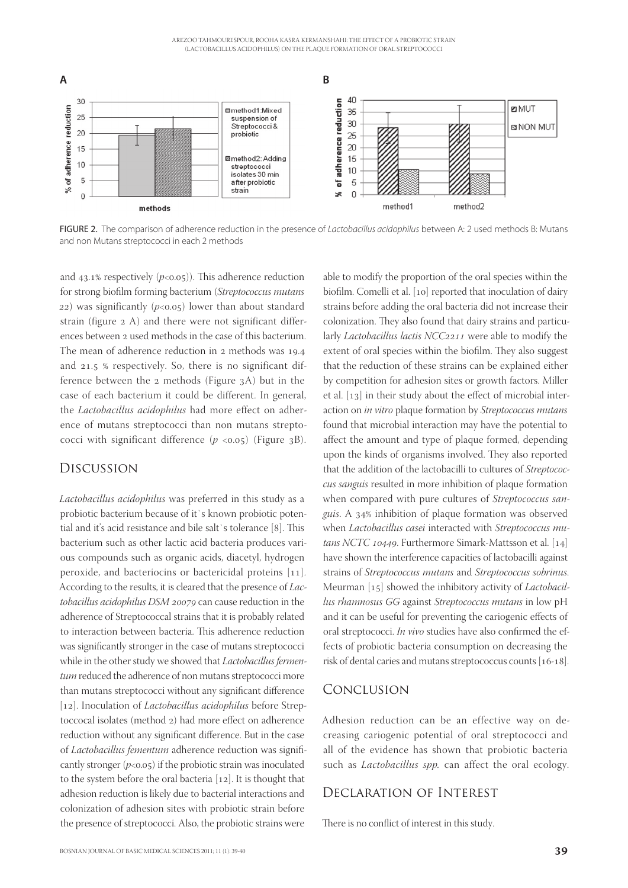FIGURE 2. The comparison of adherence reduction in the presence of *Lactobacillus acidophilus* between A: 2 used methods B: Mutans and non Mutans streptococci in each 2 methods

and 43.1% respectively ($p<0.05$)). This adherence reduction for strong biofilm forming bacterium (*Streptococcus mutans 22*) was significantly ($p<0.05$) lower than about standard strain (figure 2 A) and there were not significant differences between 2 used methods in the case of this bacterium. The mean of adherence reduction in 2 methods was 19.4 and 21.5 % respectively. So, there is no significant difference between the 2 methods (Figure 3A) but in the case of each bacterium it could be different. In general, the *Lactobacillus acidophilus* had more effect on adherence of mutans streptococci than non mutans streptococci with significant difference ($p<0.05$) (Figure 3B).

## Discussion

*Lactobacillus acidophilus* was preferred in this study as a probiotic bacterium because of it`s known probiotic potential and it's acid resistance and bile salt`s tolerance [8]. This bacterium such as other lactic acid bacteria produces various compounds such as organic acids, diacetyl, hydrogen peroxide, and bacteriocins or bactericidal proteins [11]. According to the results, it is cleared that the presence of *Lactobacillus acidophilus DSM 20079* can cause reduction in the adherence of Streptococcal strains that it is probably related to interaction between bacteria. This adherence reduction was significantly stronger in the case of mutans streptococci while in the other study we showed that *Lactobacillus fermentum* reduced the adherence of non mutans streptococci more than mutans streptococci without any significant difference [12]. Inoculation of *Lactobacillus acidophilus* before Streptoccocal isolates (method 2) had more effect on adherence reduction without any significant difference. But in the case of *Lactobacillus fementum* adherence reduction was significantly stronger ($p<0.05$) if the probiotic strain was inoculated to the system before the oral bacteria [12]. It is thought that adhesion reduction is likely due to bacterial interactions and colonization of adhesion sites with probiotic strain before the presence of streptococci. Also, the probiotic strains were able to modify the proportion of the oral species within the biofilm. Comelli et al. [10] reported that inoculation of dairy strains before adding the oral bacteria did not increase their colonization. They also found that dairy strains and particularly *Lactobacillus lactis NCC2211* were able to modify the extent of oral species within the biofilm. They also suggest that the reduction of these strains can be explained either by competition for adhesion sites or growth factors. Miller et al. [13] in their study about the effect of microbial interaction on *in vitro* plaque formation by *Streptococcus mutans* found that microbial interaction may have the potential to affect the amount and type of plaque formed, depending upon the kinds of organisms involved. They also reported that the addition of the lactobacilli to cultures of *Streptococcus sanguis* resulted in more inhibition of plaque formation when compared with pure cultures of *Streptococcus sanguis*. A 34% inhibition of plaque formation was observed when *Lactobacillus casei* interacted with *Streptococcus mutans NCTC 10449*. Furthermore Simark-Mattsson et al. [14] have shown the interference capacities of lactobacilli against strains of *Streptococcus mutans* and *Streptococcus sobrinus.* Meurman [15] showed the inhibitory activity of *Lactobacillus rhamnosus GG* against *Streptococcus mutans* in low pH and it can be useful for preventing the cariogenic effects of oral streptococci. *In vivo* studies have also confirmed the effects of probiotic bacteria consumption on decreasing the risk of dental caries and mutans streptococcus counts [16-18].

## Conclusion

Adhesion reduction can be an effective way on decreasing cariogenic potential of oral streptococci and all of the evidence has shown that probiotic bacteria such as *Lactobacillus spp.* can affect the oral ecology.

## Declaration of Interest

There is no conflict of interest in this study.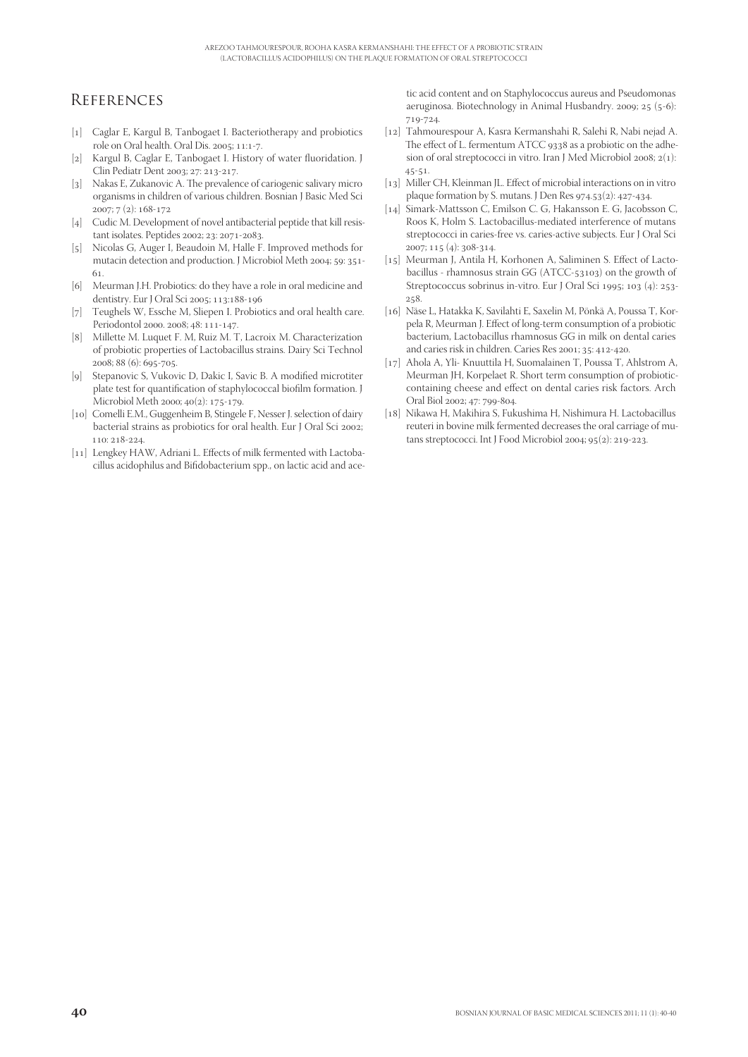## References

[1] Caglar E, Kargul B, Tanbogaet I. Bacteriotherapy and probiotics role on Oral health. Oral Dis. 2005; 11:1-7.

[2] Kargul B, Caglar E, Tanbogaet I. History of water fluoridation. J Clin Pediatr Dent 2003; 27: 213-217.

[3] Nakas E, Zukanovic A. The prevalence of cariogenic salivary micro organisms in children of various children. Bosnian J Basic Med Sci 2007; 7 (2): 168-172

[4] Cudic M. Development of novel antibacterial peptide that kill resistant isolates. Peptides 2002; 23: 2071-2083.

[5] Nicolas G, Auger I, Beaudoin M, Halle F. Improved methods for mutacin detection and production. J Microbiol Meth 2004; 59: 351-61.

[6] Meurman J.H. Probiotics: do they have a role in oral medicine and dentistry. Eur J Oral Sci 2005; 113:188-196

[7] Teughels W, Essche M, Sliepen I. Probiotics and oral health care. Periodontol 2000. 2008; 48: 111-147.

[8] Millette M. Luquet F. M, Ruiz M. T, Lacroix M. Characterization of probiotic properties of Lactobacillus strains. Dairy Sci Technol 2008; 88 (6): 695-705.

[9] Stepanovic S, Vukovic D, Dakic I, Savic B. A modified microtiter plate test for quantification of staphylococcal biofilm formation. J Microbiol Meth 2000; 40(2): 175-179.

[10] Comelli E.M., Guggenheim B, Stingele F, Nesser J. selection of dairy bacterial strains as probiotics for oral health. Eur J Oral Sci 2002; 110: 218-224.

[11] Lengkey HAW, Adriani L. Effects of milk fermented with Lactobacillus acidophilus and Bifidobacterium spp., on lactic acid and acetic acid content and on Staphylococcus aureus and Pseudomonas aeruginosa. Biotechnology in Animal Husbandry. 2009; 25 (5-6): 719-724.

[12] Tahmourespour A, Kasra Kermanshahi R, Salehi R, Nabi nejad A. The effect of L. fermentum ATCC 9338 as a probiotic on the adhesion of oral streptococci in vitro. Iran J Med Microbiol 2008; 2(1): 45-51.

[13] Miller CH, Kleinman JL. Effect of microbial interactions on in vitro plaque formation by S. mutans. J Den Res 974.53(2): 427-434.

[14] Simark-Mattsson C, Emilson C. G, Hakansson E. G, Jacobsson C, Roos K, Holm S. Lactobacillus-mediated interference of mutans streptococci in caries-free vs. caries-active subjects. Eur J Oral Sci 2007; 115 (4): 308-314.

[15] Meurman J, Antila H, Korhonen A, Saliminen S. Effect of Lactobacillus - rhamnosus strain GG (ATCC-53103) on the growth of Streptococcus sobrinus in-vitro. Eur J Oral Sci 1995; 103 (4): 253-258.

[16] Näse L, Hatakka K, Savilahti E, Saxelin M, Pönkä A, Poussa T, Korpela R, Meurman J. Effect of long-term consumption of a probiotic bacterium, Lactobacillus rhamnosus GG in milk on dental caries and caries risk in children. Caries Res 2001; 35: 412-420.

[17] Ahola A, Yli- Knuuttila H, Suomalainen T, Poussa T, Ahlstrom A, Meurman JH, Korpelaet R. Short term consumption of probiotic-containing cheese and effect on dental caries risk factors. Arch Oral Biol 2002; 47: 799-804.

[18] Nikawa H, Makihira S, Fukushima H, Nishimura H. Lactobacillus reuteri in bovine milk fermented decreases the oral carriage of mutans streptococci. Int J Food Microbiol 2004; 95(2): 219-223.